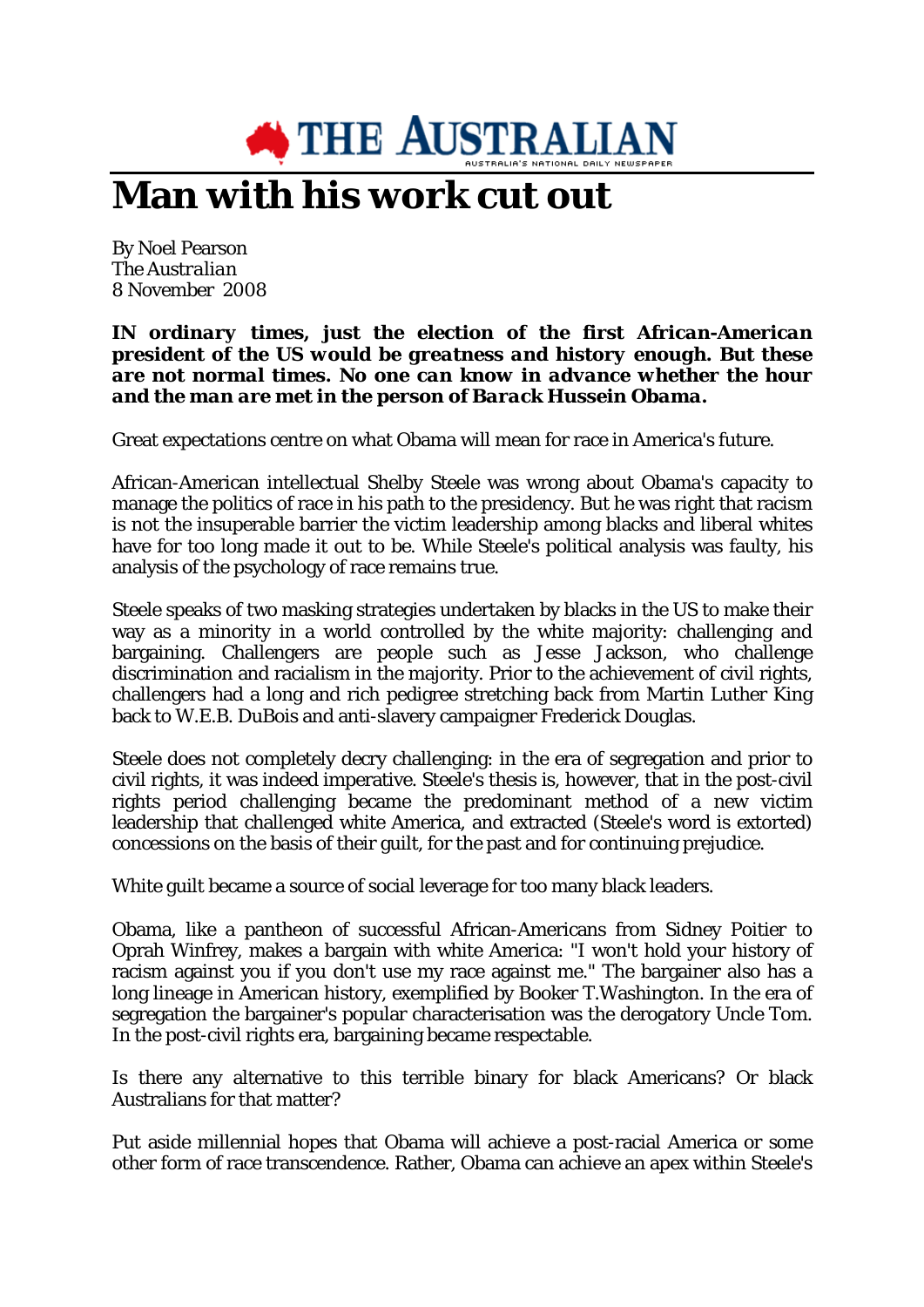THE AUSTRALIAN

AUSTRALIA'S NATIONAL DAILY NEWSPAPER

# Man with his work cut out

By Noel Pearson
*The Australian*
8 November 2008

***IN ordinary times, just the election of the first African-American president of the US would be greatness and history enough. But these are not normal times. No one can know in advance whether the hour and the man are met in the person of Barack Hussein Obama.***

Great expectations centre on what Obama will mean for race in America's future.

African-American intellectual Shelby Steele was wrong about Obama's capacity to manage the politics of race in his path to the presidency. But he was right that racism is not the insuperable barrier the victim leadership among blacks and liberal whites have for too long made it out to be. While Steele's political analysis was faulty, his analysis of the psychology of race remains true.

Steele speaks of two masking strategies undertaken by blacks in the US to make their way as a minority in a world controlled by the white majority: challenging and bargaining. Challengers are people such as Jesse Jackson, who challenge discrimination and racialism in the majority. Prior to the achievement of civil rights, challengers had a long and rich pedigree stretching back from Martin Luther King back to W.E.B. DuBois and anti-slavery campaigner Frederick Douglas.

Steele does not completely decry challenging: in the era of segregation and prior to civil rights, it was indeed imperative. Steele's thesis is, however, that in the post-civil rights period challenging became the predominant method of a new victim leadership that challenged white America, and extracted (Steele's word is extorted) concessions on the basis of their guilt, for the past and for continuing prejudice.

White guilt became a source of social leverage for too many black leaders.

Obama, like a pantheon of successful African-Americans from Sidney Poitier to Oprah Winfrey, makes a bargain with white America: "I won't hold your history of racism against you if you don't use my race against me." The bargainer also has a long lineage in American history, exemplified by Booker T.Washington. In the era of segregation the bargainer's popular characterisation was the derogatory Uncle Tom. In the post-civil rights era, bargaining became respectable.

Is there any alternative to this terrible binary for black Americans? Or black Australians for that matter?

Put aside millennial hopes that Obama will achieve a post-racial America or some other form of race transcendence. Rather, Obama can achieve an apex within Steele's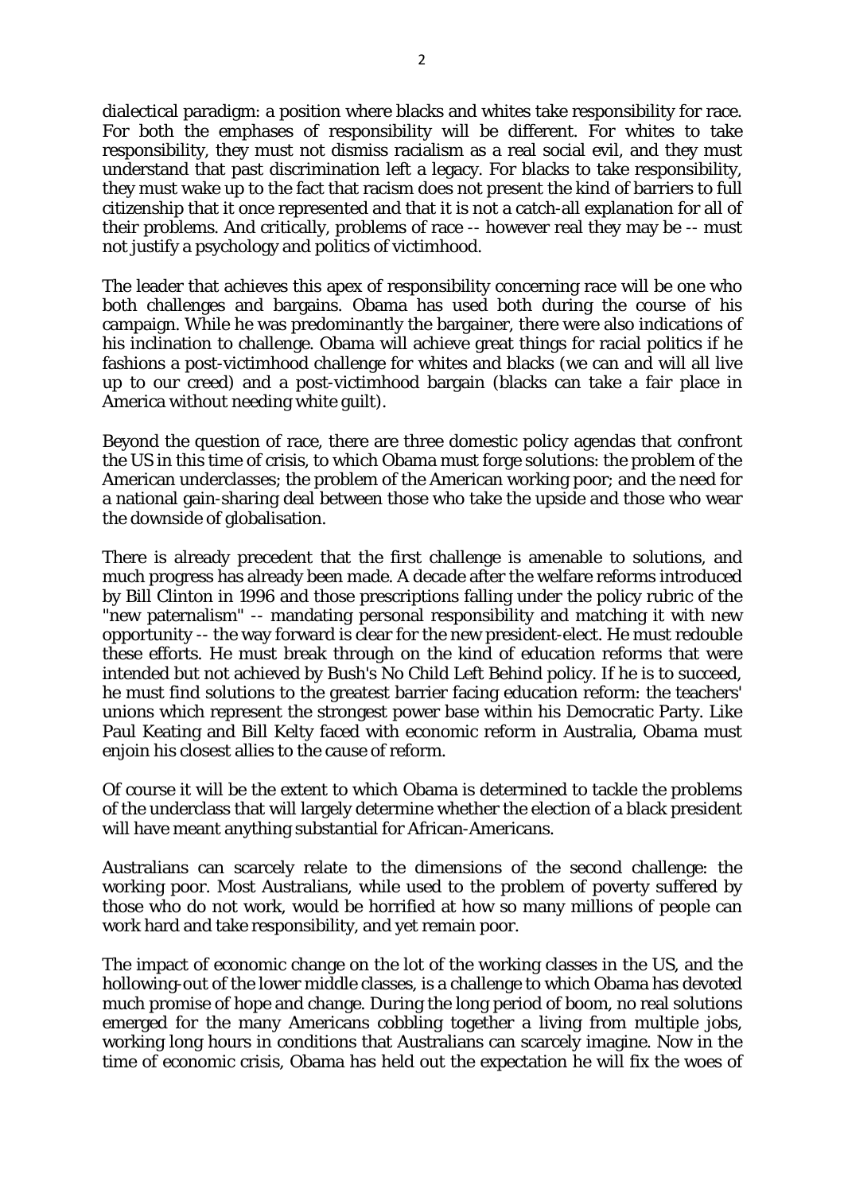dialectical paradigm: a position where blacks and whites take responsibility for race. For both the emphases of responsibility will be different. For whites to take responsibility, they must not dismiss racialism as a real social evil, and they must understand that past discrimination left a legacy. For blacks to take responsibility, they must wake up to the fact that racism does not present the kind of barriers to full citizenship that it once represented and that it is not a catch-all explanation for all of their problems. And critically, problems of race -- however real they may be -- must not justify a psychology and politics of victimhood.

The leader that achieves this apex of responsibility concerning race will be one who both challenges and bargains. Obama has used both during the course of his campaign. While he was predominantly the bargainer, there were also indications of his inclination to challenge. Obama will achieve great things for racial politics if he fashions a post-victimhood challenge for whites and blacks (we can and will all live up to our creed) and a post-victimhood bargain (blacks can take a fair place in America without needing white guilt).

Beyond the question of race, there are three domestic policy agendas that confront the US in this time of crisis, to which Obama must forge solutions: the problem of the American underclasses; the problem of the American working poor; and the need for a national gain-sharing deal between those who take the upside and those who wear the downside of globalisation.

There is already precedent that the first challenge is amenable to solutions, and much progress has already been made. A decade after the welfare reforms introduced by Bill Clinton in 1996 and those prescriptions falling under the policy rubric of the "new paternalism" -- mandating personal responsibility and matching it with new opportunity -- the way forward is clear for the new president-elect. He must redouble these efforts. He must break through on the kind of education reforms that were intended but not achieved by Bush's No Child Left Behind policy. If he is to succeed, he must find solutions to the greatest barrier facing education reform: the teachers' unions which represent the strongest power base within his Democratic Party. Like Paul Keating and Bill Kelty faced with economic reform in Australia, Obama must enjoin his closest allies to the cause of reform.

Of course it will be the extent to which Obama is determined to tackle the problems of the underclass that will largely determine whether the election of a black president will have meant anything substantial for African-Americans.

Australians can scarcely relate to the dimensions of the second challenge: the working poor. Most Australians, while used to the problem of poverty suffered by those who do not work, would be horrified at how so many millions of people can work hard and take responsibility, and yet remain poor.

The impact of economic change on the lot of the working classes in the US, and the hollowing-out of the lower middle classes, is a challenge to which Obama has devoted much promise of hope and change. During the long period of boom, no real solutions emerged for the many Americans cobbling together a living from multiple jobs, working long hours in conditions that Australians can scarcely imagine. Now in the time of economic crisis, Obama has held out the expectation he will fix the woes of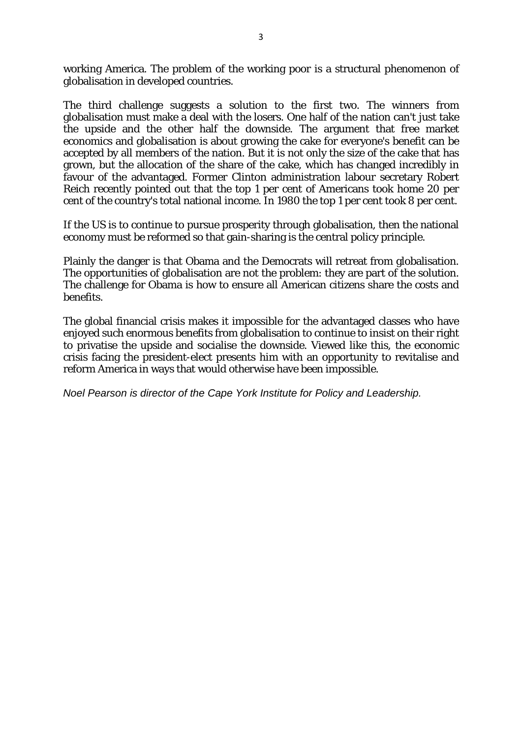working America. The problem of the working poor is a structural phenomenon of globalisation in developed countries.

The third challenge suggests a solution to the first two. The winners from globalisation must make a deal with the losers. One half of the nation can't just take the upside and the other half the downside. The argument that free market economics and globalisation is about growing the cake for everyone's benefit can be accepted by all members of the nation. But it is not only the size of the cake that has grown, but the allocation of the share of the cake, which has changed incredibly in favour of the advantaged. Former Clinton administration labour secretary Robert Reich recently pointed out that the top 1 per cent of Americans took home 20 per cent of the country's total national income. In 1980 the top 1 per cent took 8 per cent.

If the US is to continue to pursue prosperity through globalisation, then the national economy must be reformed so that gain-sharing is the central policy principle.

Plainly the danger is that Obama and the Democrats will retreat from globalisation. The opportunities of globalisation are not the problem: they are part of the solution. The challenge for Obama is how to ensure all American citizens share the costs and benefits.

The global financial crisis makes it impossible for the advantaged classes who have enjoyed such enormous benefits from globalisation to continue to insist on their right to privatise the upside and socialise the downside. Viewed like this, the economic crisis facing the president-elect presents him with an opportunity to revitalise and reform America in ways that would otherwise have been impossible.

*Noel Pearson is director of the Cape York Institute for Policy and Leadership.*